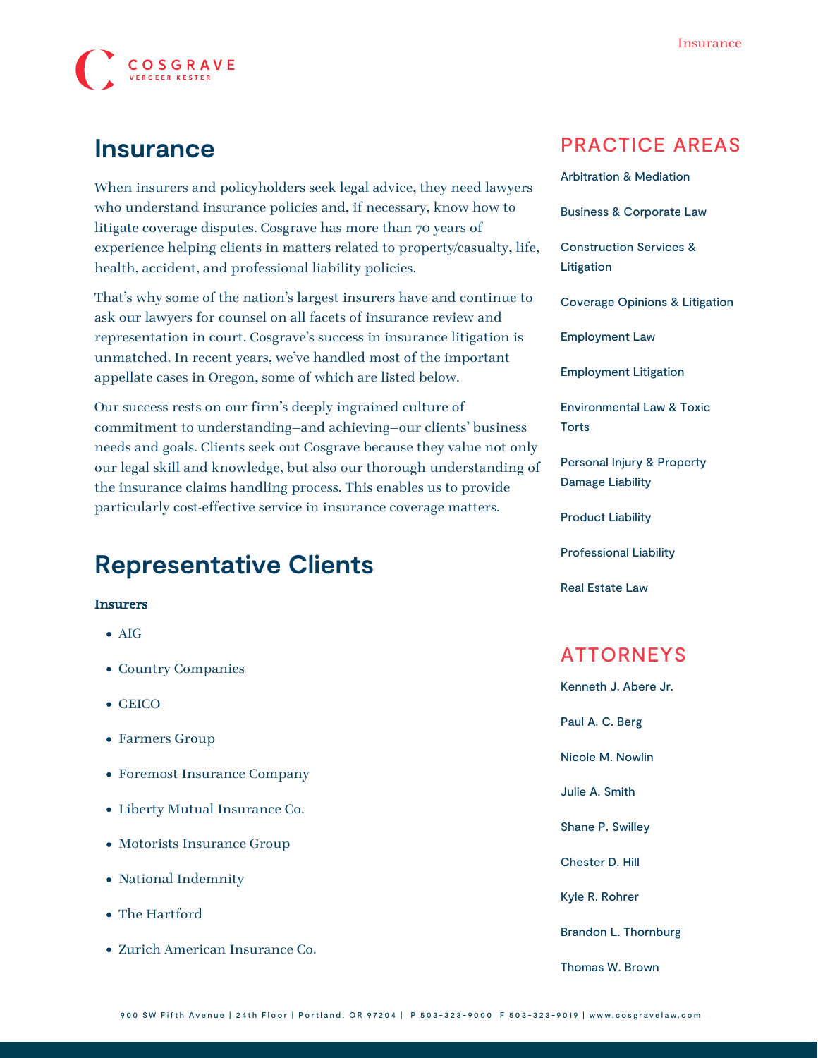# Insurance

When insurers and policyholders seek legal advice, they need lawyers who understand insurance policies and, if necessary, know how to litigate coverage disputes. Cosgrave has more than 70 years of experience helping clients in matters related to property/casualty, life, health, accident, and professional liability policies.

That's why some of the nation's largest insurers have and continue to ask our lawyers for counsel on all facets of insurance review and representation in court. Cosgrave's success in insurance litigation is unmatched. In recent years, we've handled most of the important appellate cases in Oregon, some of which are listed below.

Our success rests on our firm's deeply ingrained culture of commitment to understanding—and achieving—our clients' business needs and goals. Clients seek out Cosgrave because they value not only our legal skill and knowledge, but also our thorough understanding of the insurance claims handling process. This enables us to provide particularly cost-effective service in insurance coverage matters.

## Representative Clients

**Insurers**

- AIG
- Country Companies
- GEICO
- Farmers Group
- Foremost Insurance Company
- Liberty Mutual Insurance Co.
- Motorists Insurance Group
- National Indemnity
- The Hartford
- Zurich American Insurance Co.

## PRACTICE AREAS

- Arbitration & Mediation
- Business & Corporate Law
- Construction Services & Litigation
- Coverage Opinions & Litigation
- Employment Law
- Employment Litigation
- Environmental Law & Toxic Torts
- Personal Injury & Property Damage Liability
- Product Liability
- Professional Liability
- Real Estate Law

## ATTORNEYS

- Kenneth J. Abere Jr.
- Paul A. C. Berg
- Nicole M. Nowlin
- Julie A. Smith
- Shane P. Swilley
- Chester D. Hill
- Kyle R. Rohrer
- Brandon L. Thornburg
- Thomas W. Brown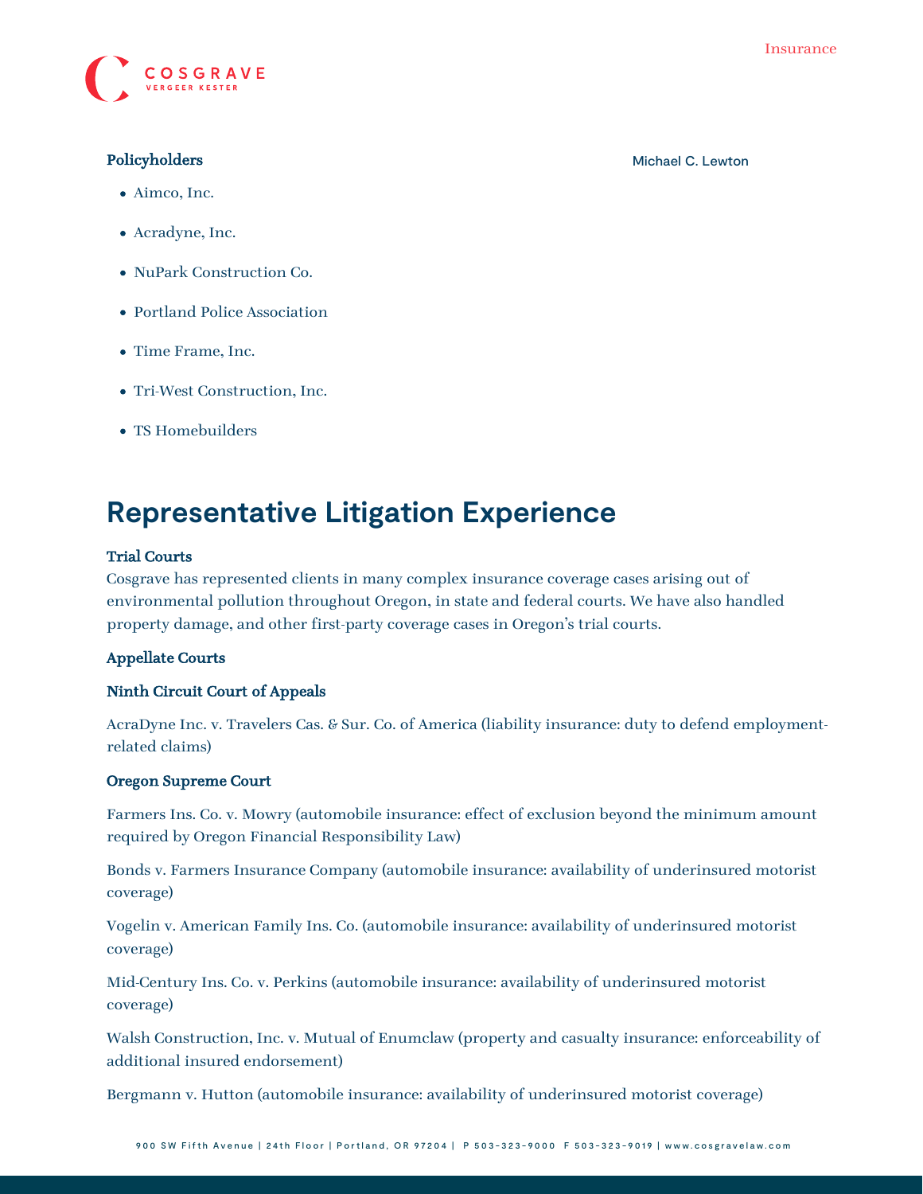### Policyholders

Michael C. Lewton

- Aimco, Inc.
- Acradyne, Inc.
- NuPark Construction Co.
- Portland Police Association
- Time Frame, Inc.
- Tri-West Construction, Inc.
- TS Homebuilders

## Representative Litigation Experience

### Trial Courts

Cosgrave has represented clients in many complex insurance coverage cases arising out of environmental pollution throughout Oregon, in state and federal courts. We have also handled property damage, and other first-party coverage cases in Oregon's trial courts.

### Appellate Courts

### Ninth Circuit Court of Appeals

AcraDyne Inc. v. Travelers Cas. & Sur. Co. of America (liability insurance: duty to defend employment-related claims)

### Oregon Supreme Court

Farmers Ins. Co. v. Mowry (automobile insurance: effect of exclusion beyond the minimum amount required by Oregon Financial Responsibility Law)

Bonds v. Farmers Insurance Company (automobile insurance: availability of underinsured motorist coverage)

Vogelin v. American Family Ins. Co. (automobile insurance: availability of underinsured motorist coverage)

Mid-Century Ins. Co. v. Perkins (automobile insurance: availability of underinsured motorist coverage)

Walsh Construction, Inc. v. Mutual of Enumclaw (property and casualty insurance: enforceability of additional insured endorsement)

Bergmann v. Hutton (automobile insurance: availability of underinsured motorist coverage)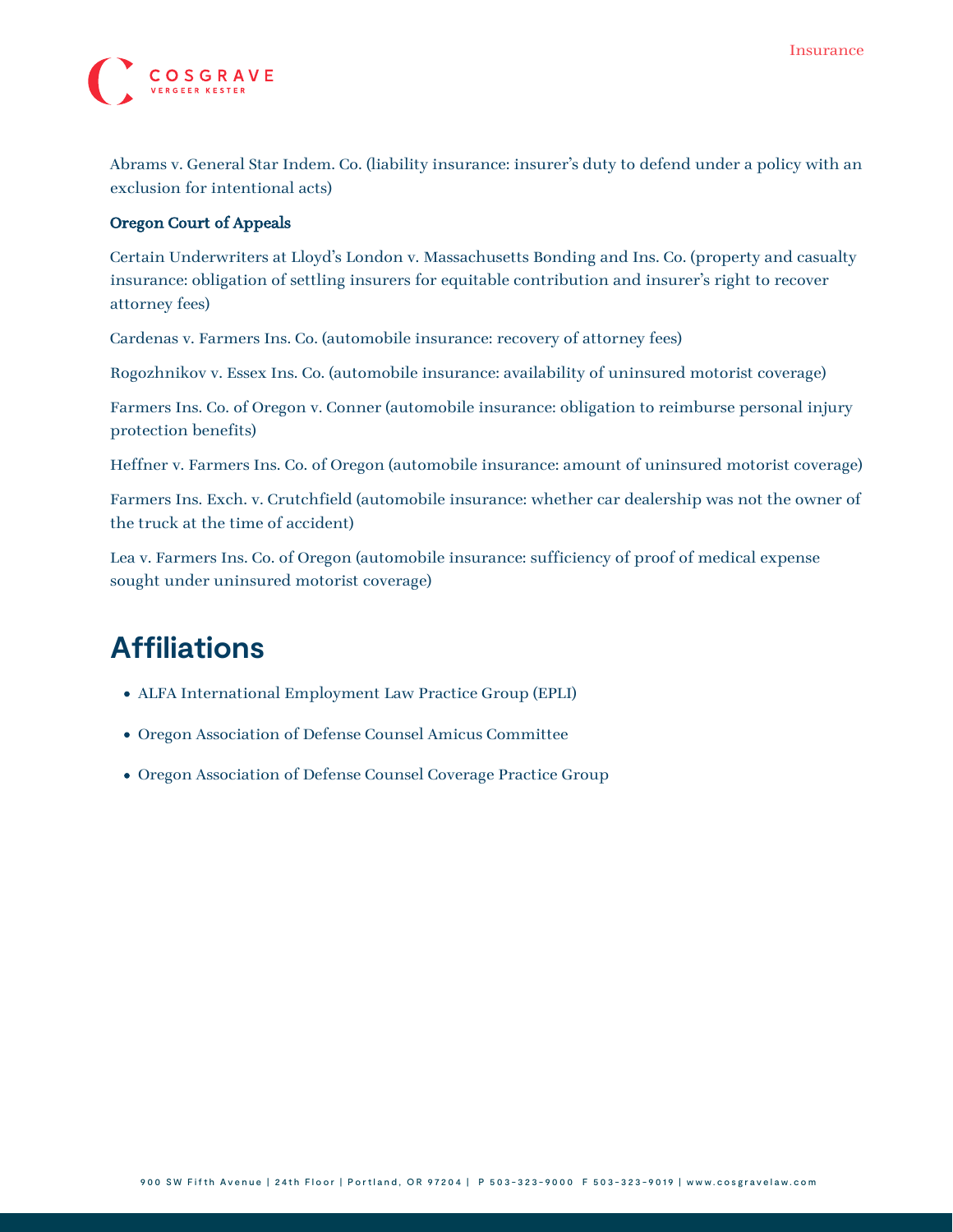Abrams v. General Star Indem. Co. (liability insurance: insurer's duty to defend under a policy with an exclusion for intentional acts)

**Oregon Court of Appeals**

Certain Underwriters at Lloyd's London v. Massachusetts Bonding and Ins. Co. (property and casualty insurance: obligation of settling insurers for equitable contribution and insurer's right to recover attorney fees)

Cardenas v. Farmers Ins. Co. (automobile insurance: recovery of attorney fees)

Rogozhnikov v. Essex Ins. Co. (automobile insurance: availability of uninsured motorist coverage)

Farmers Ins. Co. of Oregon v. Conner (automobile insurance: obligation to reimburse personal injury protection benefits)

Heffner v. Farmers Ins. Co. of Oregon (automobile insurance: amount of uninsured motorist coverage)

Farmers Ins. Exch. v. Crutchfield (automobile insurance: whether car dealership was not the owner of the truck at the time of accident)

Lea v. Farmers Ins. Co. of Oregon (automobile insurance: sufficiency of proof of medical expense sought under uninsured motorist coverage)

## Affiliations

- ALFA International Employment Law Practice Group (EPLI)
- Oregon Association of Defense Counsel Amicus Committee
- Oregon Association of Defense Counsel Coverage Practice Group